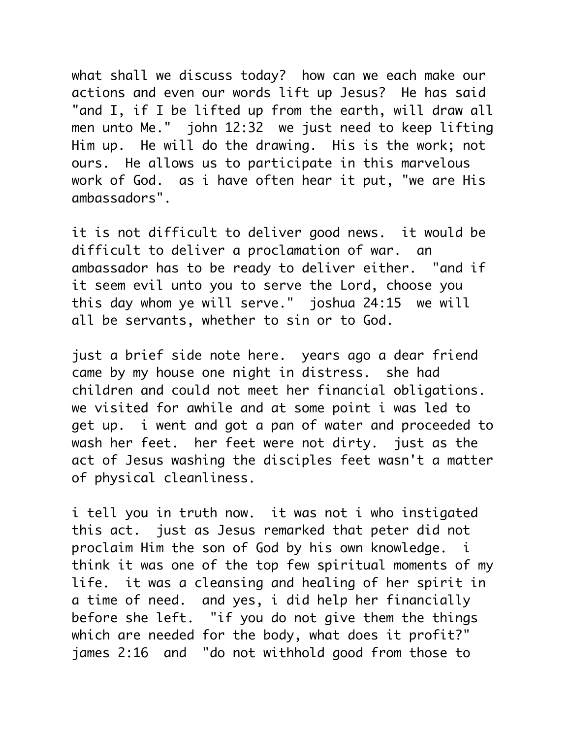what shall we discuss today? how can we each make our actions and even our words lift up Jesus? He has said "and I, if I be lifted up from the earth, will draw all men unto Me." john 12:32 we just need to keep lifting Him up. He will do the drawing. His is the work; not ours. He allows us to participate in this marvelous work of God. as i have often hear it put, "we are His ambassadors".

it is not difficult to deliver good news. it would be difficult to deliver a proclamation of war. an ambassador has to be ready to deliver either. "and if it seem evil unto you to serve the Lord, choose you this day whom ye will serve." joshua 24:15 we will all be servants, whether to sin or to God.

just a brief side note here. years ago a dear friend came by my house one night in distress. she had children and could not meet her financial obligations. we visited for awhile and at some point i was led to get up. i went and got a pan of water and proceeded to wash her feet. her feet were not dirty. just as the act of Jesus washing the disciples feet wasn't a matter of physical cleanliness.

i tell you in truth now. it was not i who instigated this act. just as Jesus remarked that peter did not proclaim Him the son of God by his own knowledge. i think it was one of the top few spiritual moments of my life. it was a cleansing and healing of her spirit in a time of need. and yes, i did help her financially before she left. "if you do not give them the things which are needed for the body, what does it profit?" james 2:16 and "do not withhold good from those to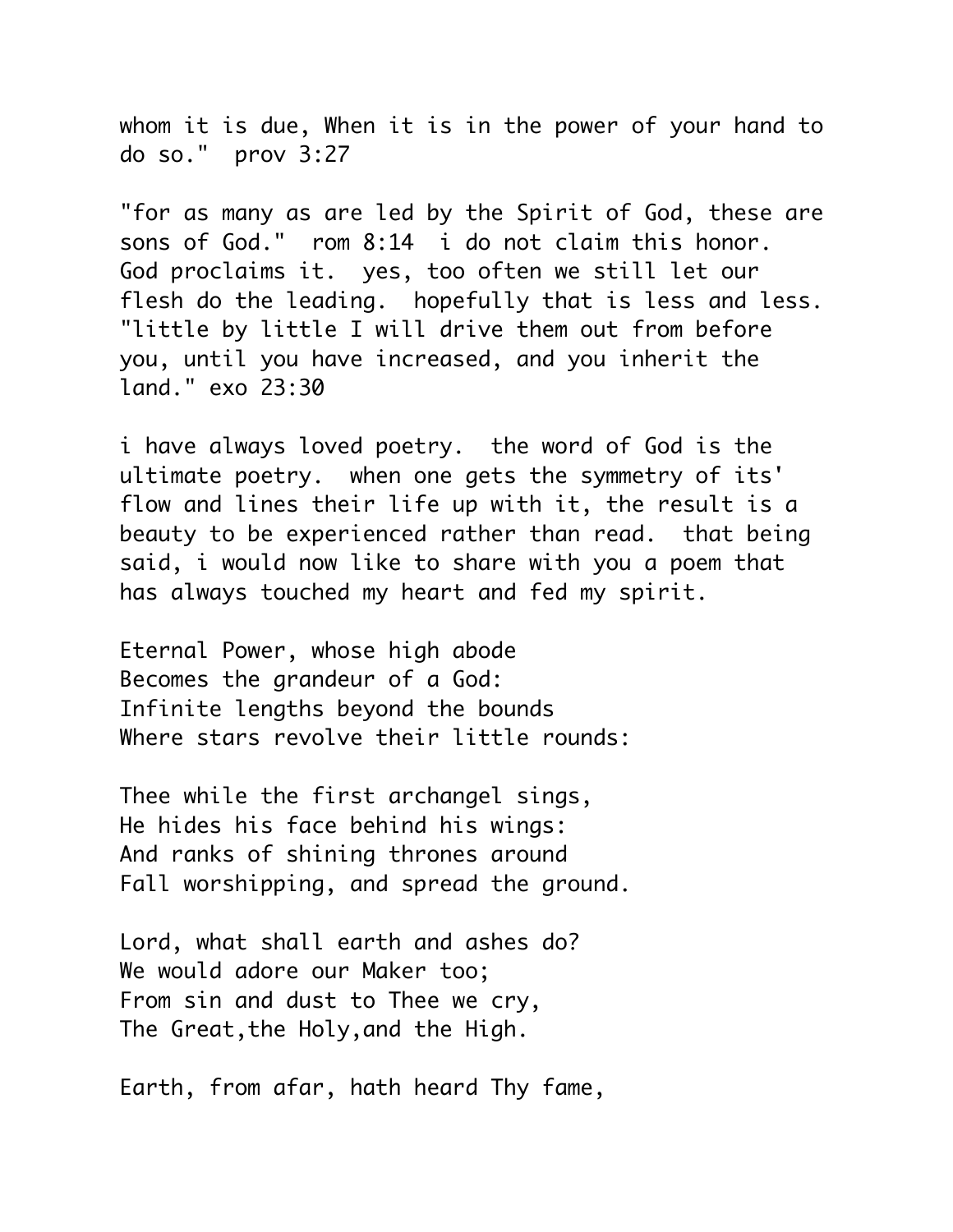whom it is due, When it is in the power of your hand to do so."  prov 3:27

"for as many as are led by the Spirit of God, these are sons of God."  rom 8:14  i do not claim this honor. God proclaims it.  yes, too often we still let our flesh do the leading.  hopefully that is less and less. "little by little I will drive them out from before you, until you have increased, and you inherit the land." exo 23:30

i have always loved poetry.  the word of God is the ultimate poetry.  when one gets the symmetry of its' flow and lines their life up with it, the result is a beauty to be experienced rather than read.  that being said, i would now like to share with you a poem that has always touched my heart and fed my spirit.

Eternal Power, whose high abode  
Becomes the grandeur of a God:  
Infinite lengths beyond the bounds  
Where stars revolve their little rounds:

Thee while the first archangel sings,  
He hides his face behind his wings:  
And ranks of shining thrones around  
Fall worshipping, and spread the ground.

Lord, what shall earth and ashes do?  
We would adore our Maker too;  
From sin and dust to Thee we cry,  
The Great,the Holy,and the High.

Earth, from afar, hath heard Thy fame,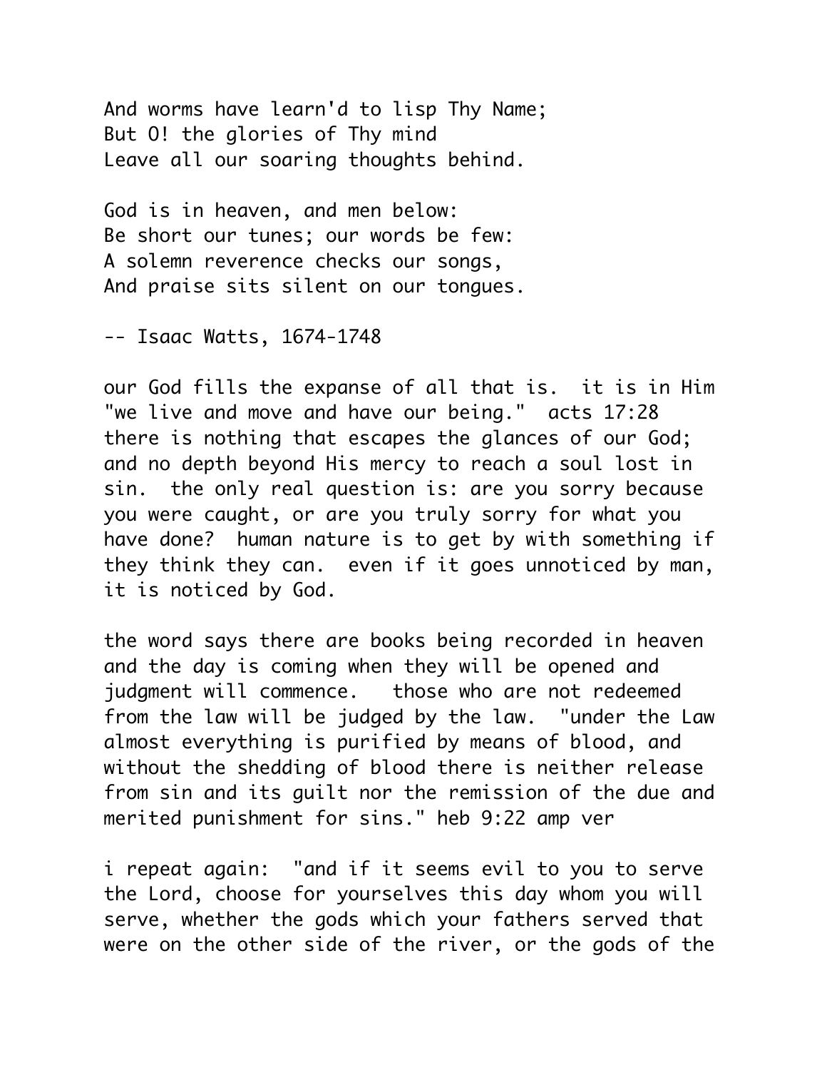And worms have learn'd to lisp Thy Name;
But O! the glories of Thy mind
Leave all our soaring thoughts behind.

God is in heaven, and men below:
Be short our tunes; our words be few:
A solemn reverence checks our songs,
And praise sits silent on our tongues.

-- Isaac Watts, 1674-1748

our God fills the expanse of all that is. it is in Him "we live and move and have our being." acts 17:28 there is nothing that escapes the glances of our God; and no depth beyond His mercy to reach a soul lost in sin. the only real question is: are you sorry because you were caught, or are you truly sorry for what you have done? human nature is to get by with something if they think they can. even if it goes unnoticed by man, it is noticed by God.

the word says there are books being recorded in heaven and the day is coming when they will be opened and judgment will commence. those who are not redeemed from the law will be judged by the law. "under the Law almost everything is purified by means of blood, and without the shedding of blood there is neither release from sin and its guilt nor the remission of the due and merited punishment for sins." heb 9:22 amp ver

i repeat again: "and if it seems evil to you to serve the Lord, choose for yourselves this day whom you will serve, whether the gods which your fathers served that were on the other side of the river, or the gods of the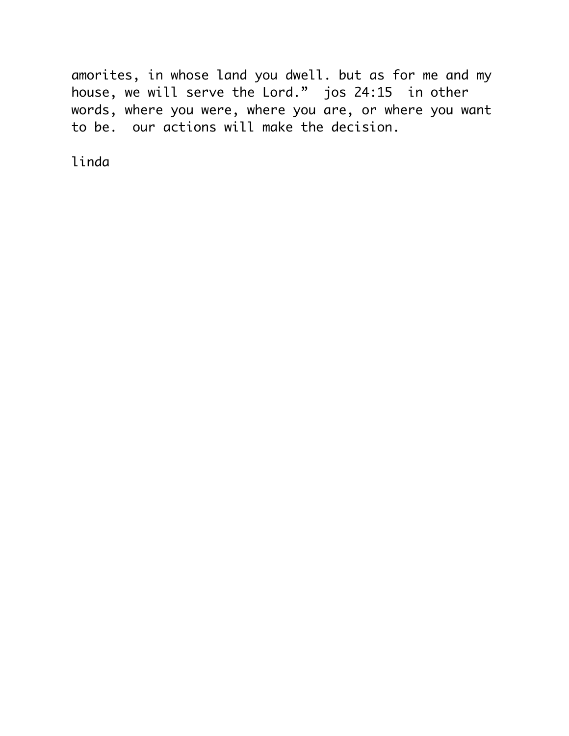amorites, in whose land you dwell. but as for me and my house, we will serve the Lord."  jos 24:15  in other words, where you were, where you are, or where you want to be.  our actions will make the decision.

linda